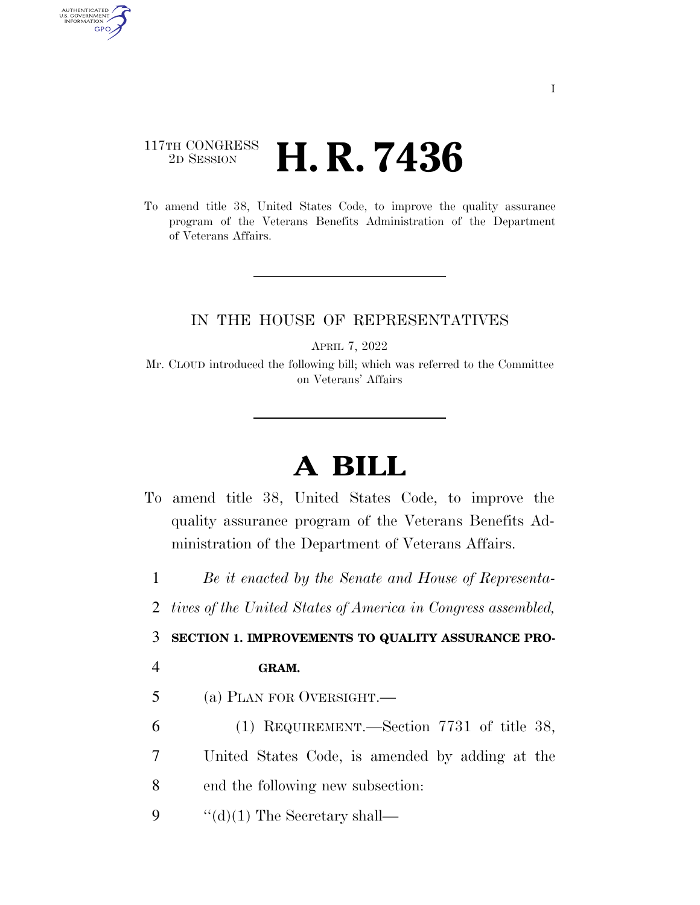I

117TH CONGRESS
2D SESSION

# H. R. 7436

To amend title 38, United States Code, to improve the quality assurance program of the Veterans Benefits Administration of the Department of Veterans Affairs.

IN THE HOUSE OF REPRESENTATIVES

APRIL 7, 2022

Mr. CLOUD introduced the following bill; which was referred to the Committee on Veterans' Affairs

# A BILL

To amend title 38, United States Code, to improve the quality assurance program of the Veterans Benefits Administration of the Department of Veterans Affairs.

1 *Be it enacted by the Senate and House of Representa-*
2 *tives of the United States of America in Congress assembled,*

3 **SECTION 1. IMPROVEMENTS TO QUALITY ASSURANCE PRO-**
4 **GRAM.**

5 (a) PLAN FOR OVERSIGHT.—

6 (1) REQUIREMENT.—Section 7731 of title 38,
7 United States Code, is amended by adding at the
8 end the following new subsection:

9 "(d)(1) The Secretary shall—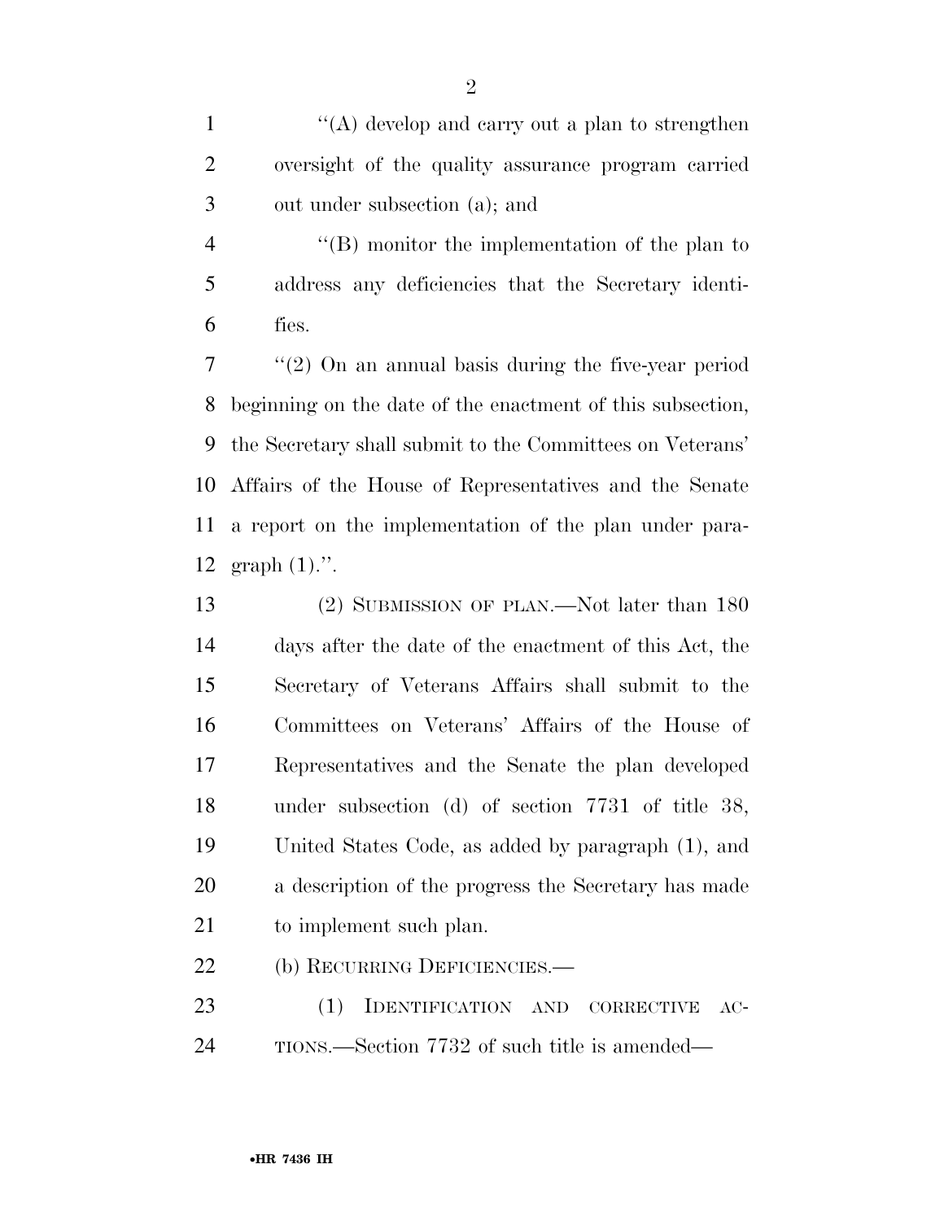"(A) develop and carry out a plan to strengthen oversight of the quality assurance program carried out under subsection (a); and

"(B) monitor the implementation of the plan to address any deficiencies that the Secretary identifies.

"(2) On an annual basis during the five-year period beginning on the date of the enactment of this subsection, the Secretary shall submit to the Committees on Veterans' Affairs of the House of Representatives and the Senate a report on the implementation of the plan under paragraph (1).".

(2) SUBMISSION OF PLAN.—Not later than 180 days after the date of the enactment of this Act, the Secretary of Veterans Affairs shall submit to the Committees on Veterans' Affairs of the House of Representatives and the Senate the plan developed under subsection (d) of section 7731 of title 38, United States Code, as added by paragraph (1), and a description of the progress the Secretary has made to implement such plan.

(b) RECURRING DEFICIENCIES.—

(1) IDENTIFICATION AND CORRECTIVE ACTIONS.—Section 7732 of such title is amended—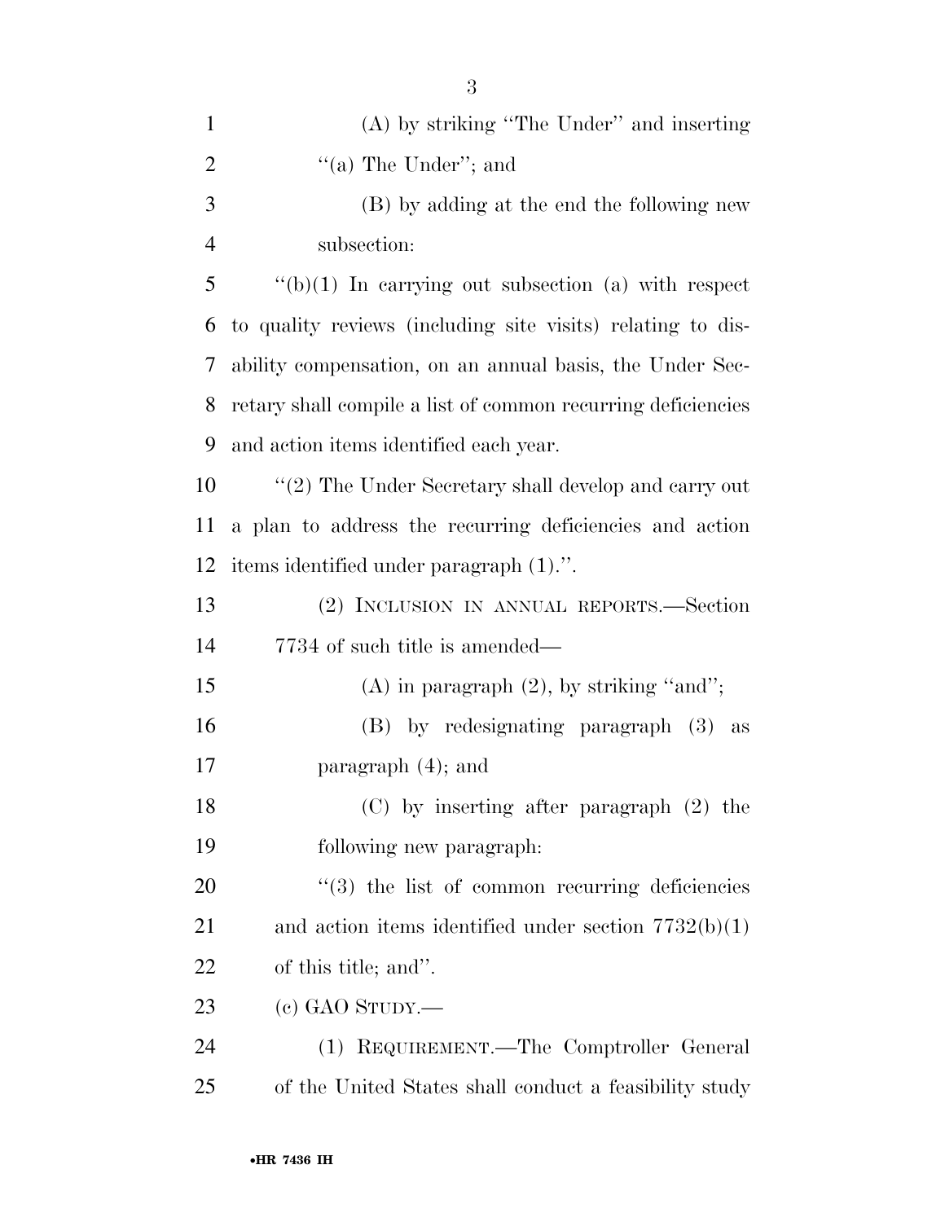(A) by striking "The Under" and inserting "(a) The Under"; and

(B) by adding at the end the following new subsection:

"(b)(1) In carrying out subsection (a) with respect to quality reviews (including site visits) relating to disability compensation, on an annual basis, the Under Secretary shall compile a list of common recurring deficiencies and action items identified each year.

"(2) The Under Secretary shall develop and carry out a plan to address the recurring deficiencies and action items identified under paragraph (1).".

(2) INCLUSION IN ANNUAL REPORTS.—Section 7734 of such title is amended—

(A) in paragraph (2), by striking "and";

(B) by redesignating paragraph (3) as paragraph (4); and

(C) by inserting after paragraph (2) the following new paragraph:

"(3) the list of common recurring deficiencies and action items identified under section 7732(b)(1) of this title; and".

(c) GAO STUDY.—

(1) REQUIREMENT.—The Comptroller General of the United States shall conduct a feasibility study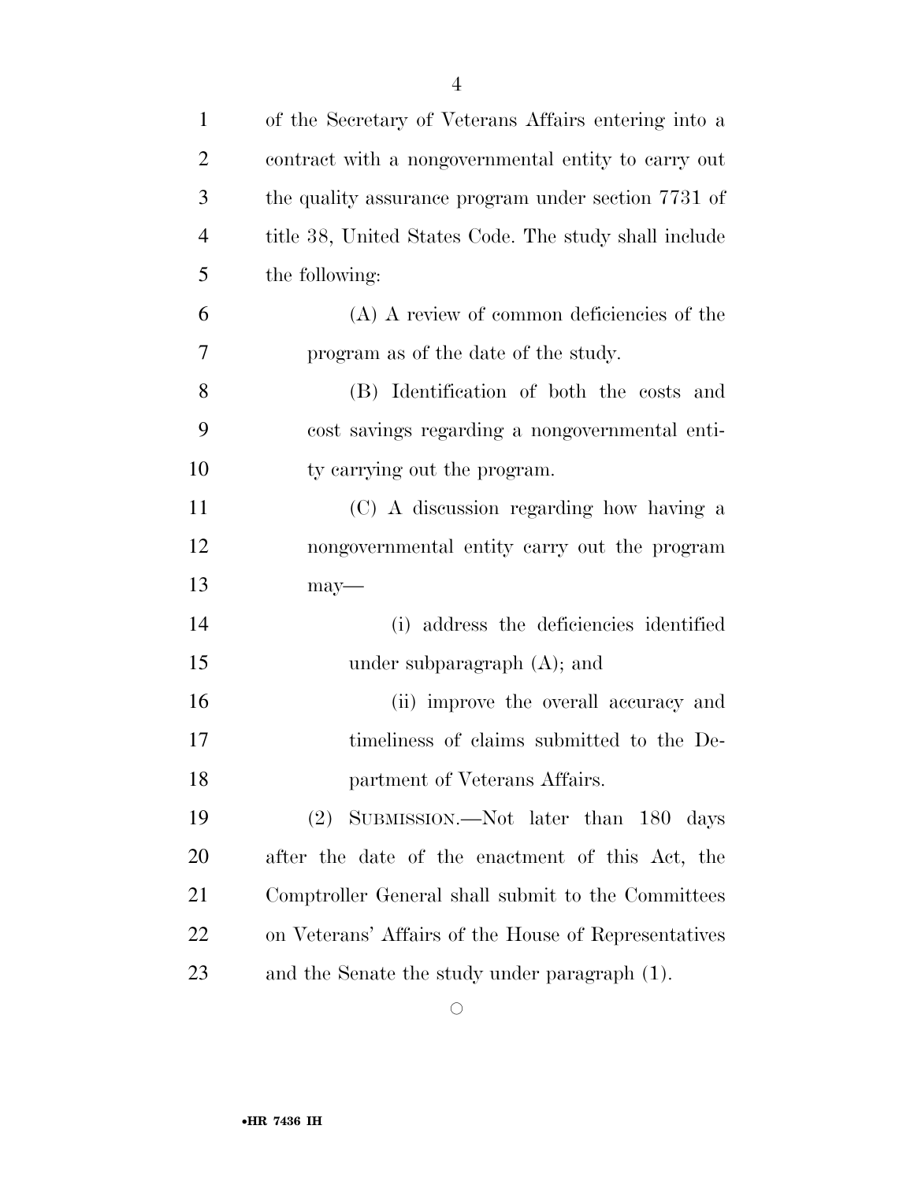of the Secretary of Veterans Affairs entering into a contract with a nongovernmental entity to carry out the quality assurance program under section 7731 of title 38, United States Code. The study shall include the following:

(A) A review of common deficiencies of the program as of the date of the study.

(B) Identification of both the costs and cost savings regarding a nongovernmental entity carrying out the program.

(C) A discussion regarding how having a nongovernmental entity carry out the program may—

(i) address the deficiencies identified under subparagraph (A); and

(ii) improve the overall accuracy and timeliness of claims submitted to the Department of Veterans Affairs.

(2) SUBMISSION.—Not later than 180 days after the date of the enactment of this Act, the Comptroller General shall submit to the Committees on Veterans' Affairs of the House of Representatives and the Senate the study under paragraph (1).

○